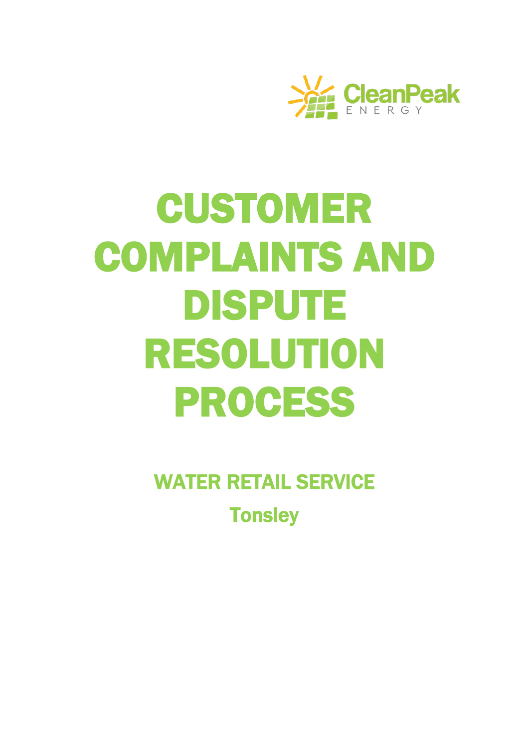CleanPeak ENERGY

# CUSTOMER COMPLAINTS AND DISPUTE RESOLUTION PROCESS

## WATER RETAIL SERVICE

## Tonsley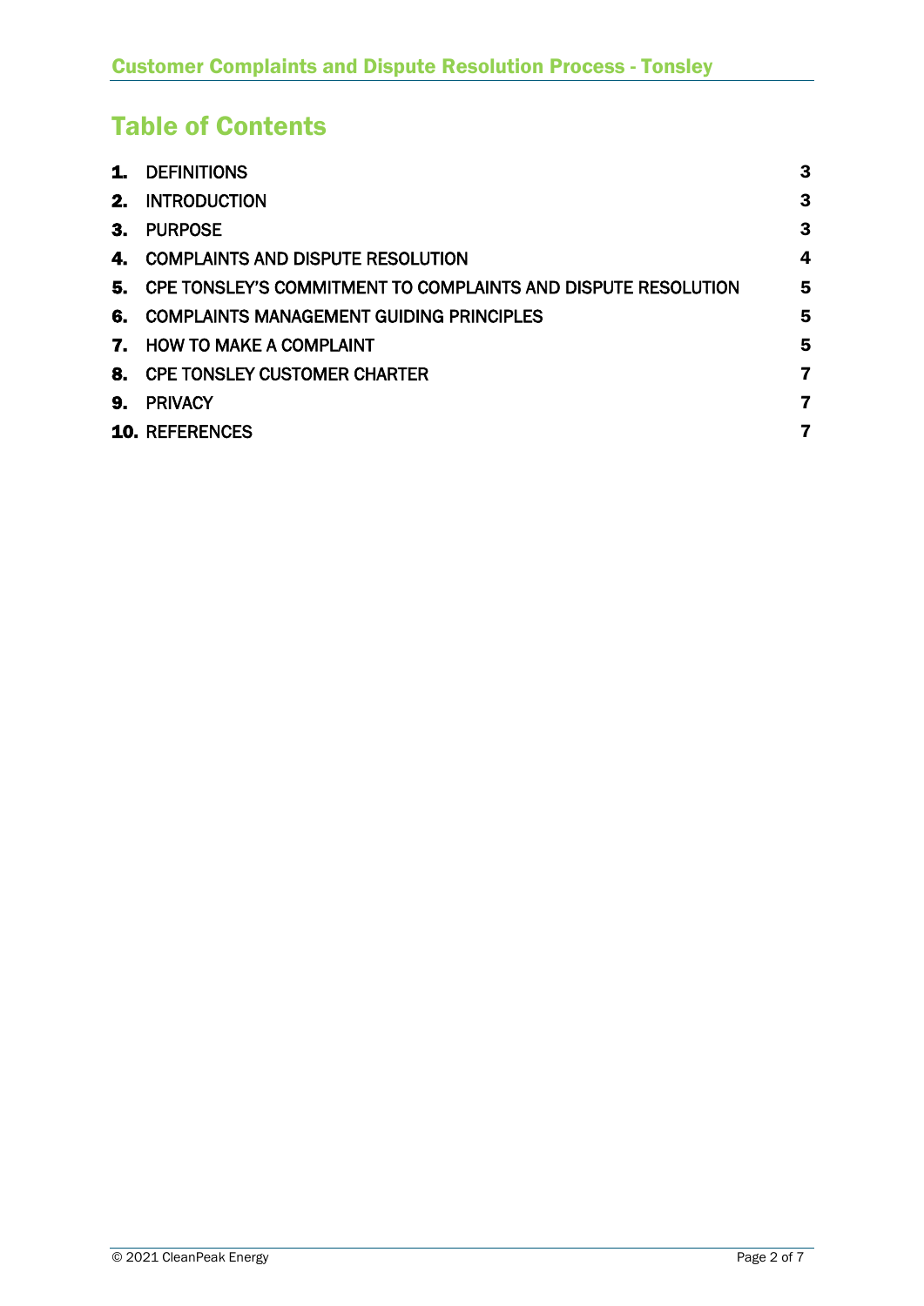# Table of Contents

| | | |
|---|---|---|
| **1.** | DEFINITIONS | 3 |
| **2.** | INTRODUCTION | 3 |
| **3.** | PURPOSE | 3 |
| **4.** | COMPLAINTS AND DISPUTE RESOLUTION | 4 |
| **5.** | CPE TONSLEY'S COMMITMENT TO COMPLAINTS AND DISPUTE RESOLUTION | 5 |
| **6.** | COMPLAINTS MANAGEMENT GUIDING PRINCIPLES | 5 |
| **7.** | HOW TO MAKE A COMPLAINT | 5 |
| **8.** | CPE TONSLEY CUSTOMER CHARTER | 7 |
| **9.** | PRIVACY | 7 |
| **10.** | REFERENCES | 7 |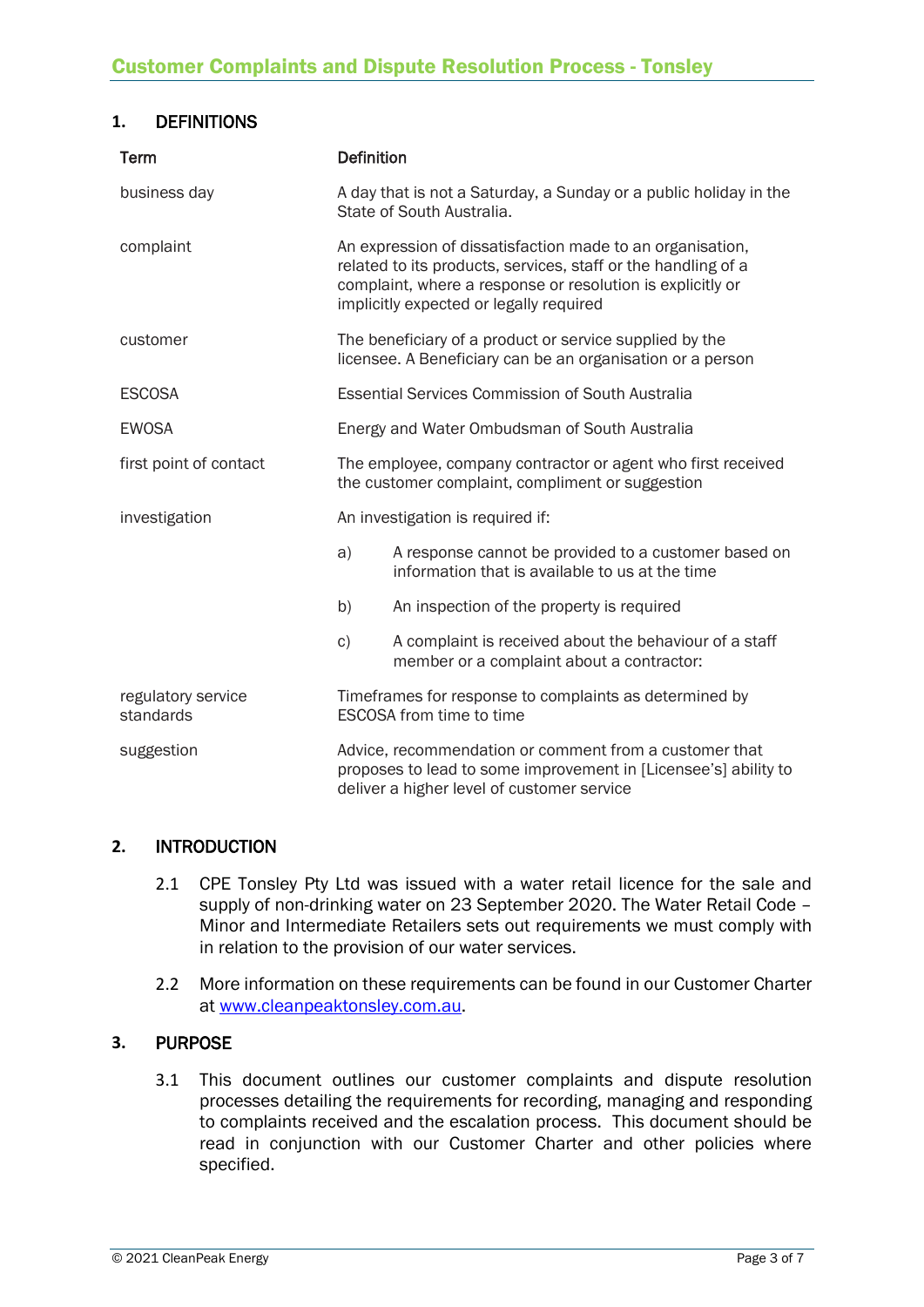## 1. DEFINITIONS

| Term | Definition |
|---|---|
| business day | A day that is not a Saturday, a Sunday or a public holiday in the State of South Australia. |
| complaint | An expression of dissatisfaction made to an organisation, related to its products, services, staff or the handling of a complaint, where a response or resolution is explicitly or implicitly expected or legally required |
| customer | The beneficiary of a product or service supplied by the licensee. A Beneficiary can be an organisation or a person |
| ESCOSA | Essential Services Commission of South Australia |
| EWOSA | Energy and Water Ombudsman of South Australia |
| first point of contact | The employee, company contractor or agent who first received the customer complaint, compliment or suggestion |
| investigation | An investigation is required if:<br>a) A response cannot be provided to a customer based on information that is available to us at the time<br>b) An inspection of the property is required<br>c) A complaint is received about the behaviour of a staff member or a complaint about a contractor: |
| regulatory service standards | Timeframes for response to complaints as determined by ESCOSA from time to time |
| suggestion | Advice, recommendation or comment from a customer that proposes to lead to some improvement in [Licensee's] ability to deliver a higher level of customer service |

## 2. INTRODUCTION

2.1 CPE Tonsley Pty Ltd was issued with a water retail licence for the sale and supply of non-drinking water on 23 September 2020. The Water Retail Code – Minor and Intermediate Retailers sets out requirements we must comply with in relation to the provision of our water services.

2.2 More information on these requirements can be found in our Customer Charter at www.cleanpeaktonsley.com.au.

## 3. PURPOSE

3.1 This document outlines our customer complaints and dispute resolution processes detailing the requirements for recording, managing and responding to complaints received and the escalation process. This document should be read in conjunction with our Customer Charter and other policies where specified.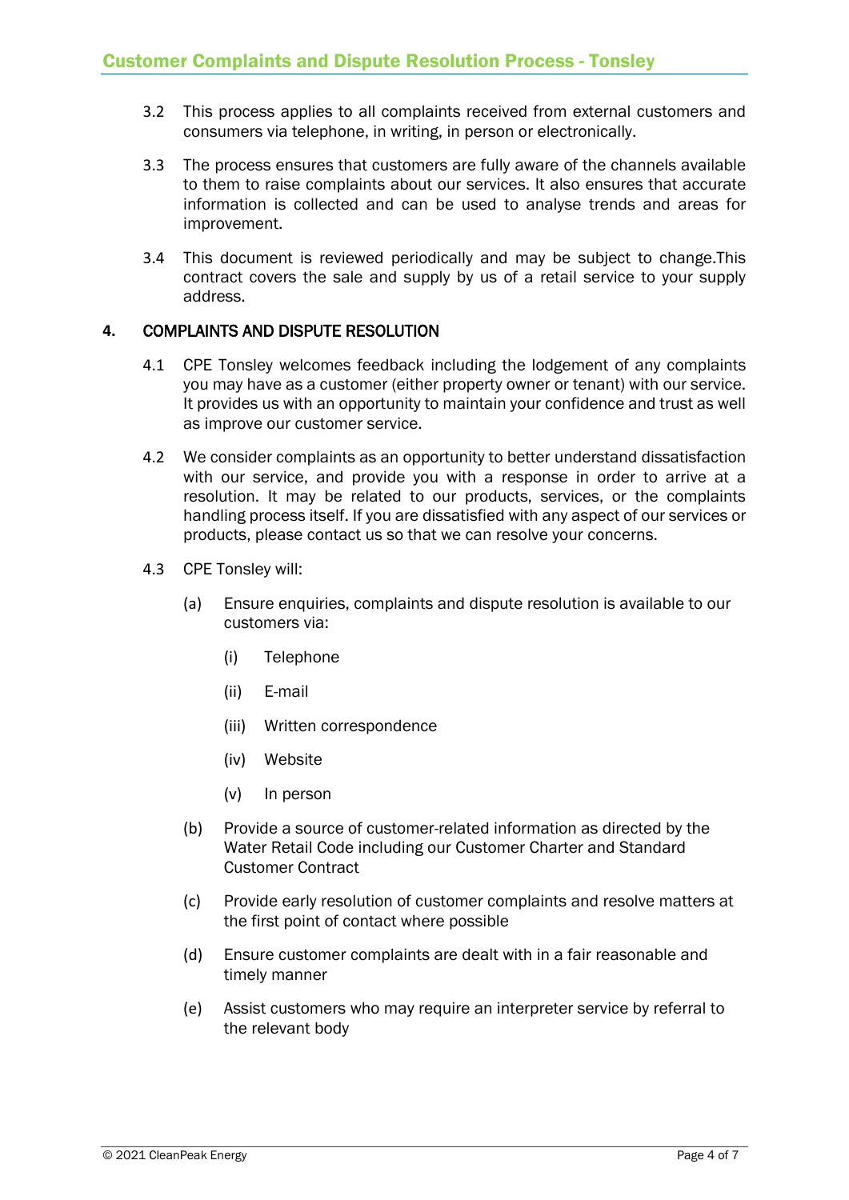3.2 This process applies to all complaints received from external customers and consumers via telephone, in writing, in person or electronically.

3.3 The process ensures that customers are fully aware of the channels available to them to raise complaints about our services. It also ensures that accurate information is collected and can be used to analyse trends and areas for improvement.

3.4 This document is reviewed periodically and may be subject to change.This contract covers the sale and supply by us of a retail service to your supply address.

## 4. COMPLAINTS AND DISPUTE RESOLUTION

4.1 CPE Tonsley welcomes feedback including the lodgement of any complaints you may have as a customer (either property owner or tenant) with our service. It provides us with an opportunity to maintain your confidence and trust as well as improve our customer service.

4.2 We consider complaints as an opportunity to better understand dissatisfaction with our service, and provide you with a response in order to arrive at a resolution. It may be related to our products, services, or the complaints handling process itself. If you are dissatisfied with any aspect of our services or products, please contact us so that we can resolve your concerns.

4.3 CPE Tonsley will:

(a) Ensure enquiries, complaints and dispute resolution is available to our customers via:

(i) Telephone

(ii) E-mail

(iii) Written correspondence

(iv) Website

(v) In person

(b) Provide a source of customer-related information as directed by the Water Retail Code including our Customer Charter and Standard Customer Contract

(c) Provide early resolution of customer complaints and resolve matters at the first point of contact where possible

(d) Ensure customer complaints are dealt with in a fair reasonable and timely manner

(e) Assist customers who may require an interpreter service by referral to the relevant body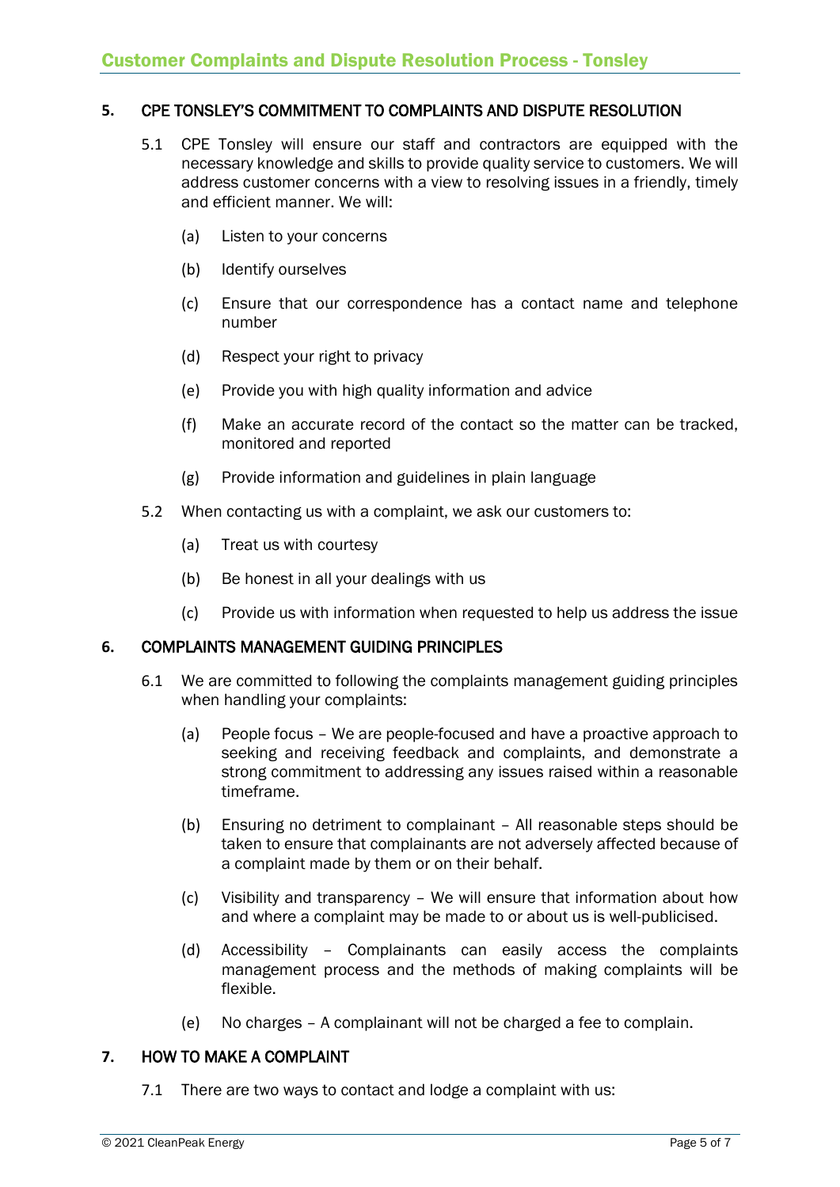## 5. CPE TONSLEY'S COMMITMENT TO COMPLAINTS AND DISPUTE RESOLUTION

5.1 CPE Tonsley will ensure our staff and contractors are equipped with the necessary knowledge and skills to provide quality service to customers. We will address customer concerns with a view to resolving issues in a friendly, timely and efficient manner. We will:

(a) Listen to your concerns

(b) Identify ourselves

(c) Ensure that our correspondence has a contact name and telephone number

(d) Respect your right to privacy

(e) Provide you with high quality information and advice

(f) Make an accurate record of the contact so the matter can be tracked, monitored and reported

(g) Provide information and guidelines in plain language

5.2 When contacting us with a complaint, we ask our customers to:

(a) Treat us with courtesy

(b) Be honest in all your dealings with us

(c) Provide us with information when requested to help us address the issue

## 6. COMPLAINTS MANAGEMENT GUIDING PRINCIPLES

6.1 We are committed to following the complaints management guiding principles when handling your complaints:

(a) People focus – We are people-focused and have a proactive approach to seeking and receiving feedback and complaints, and demonstrate a strong commitment to addressing any issues raised within a reasonable timeframe.

(b) Ensuring no detriment to complainant – All reasonable steps should be taken to ensure that complainants are not adversely affected because of a complaint made by them or on their behalf.

(c) Visibility and transparency – We will ensure that information about how and where a complaint may be made to or about us is well-publicised.

(d) Accessibility – Complainants can easily access the complaints management process and the methods of making complaints will be flexible.

(e) No charges – A complainant will not be charged a fee to complain.

## 7. HOW TO MAKE A COMPLAINT

7.1 There are two ways to contact and lodge a complaint with us: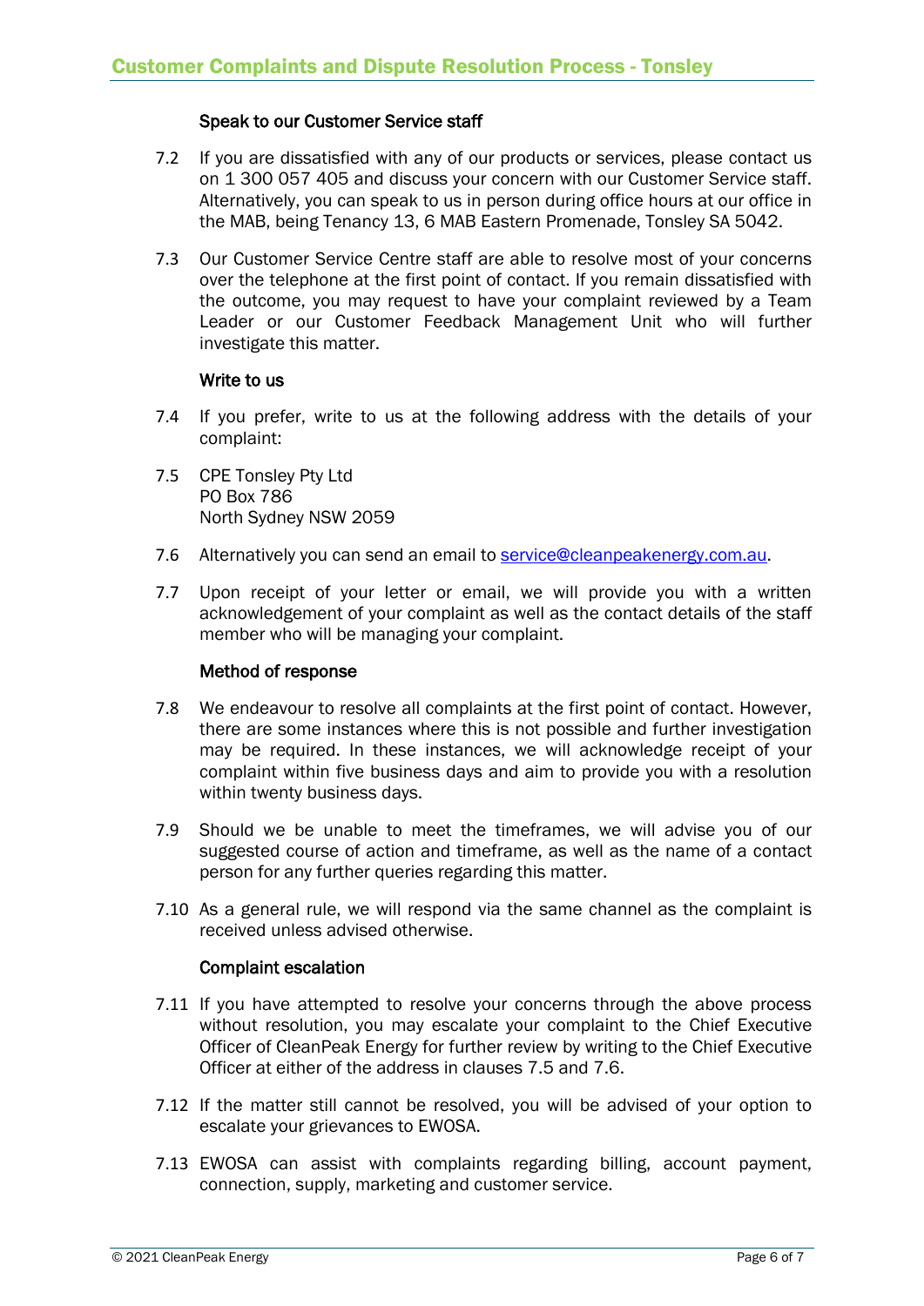### Speak to our Customer Service staff

7.2 If you are dissatisfied with any of our products or services, please contact us on 1 300 057 405 and discuss your concern with our Customer Service staff. Alternatively, you can speak to us in person during office hours at our office in the MAB, being Tenancy 13, 6 MAB Eastern Promenade, Tonsley SA 5042.

7.3 Our Customer Service Centre staff are able to resolve most of your concerns over the telephone at the first point of contact. If you remain dissatisfied with the outcome, you may request to have your complaint reviewed by a Team Leader or our Customer Feedback Management Unit who will further investigate this matter.

### Write to us

7.4 If you prefer, write to us at the following address with the details of your complaint:

7.5 CPE Tonsley Pty Ltd
PO Box 786
North Sydney NSW 2059

7.6 Alternatively you can send an email to [service@cleanpeakenergy.com.au](mailto:service@cleanpeakenergy.com.au).

7.7 Upon receipt of your letter or email, we will provide you with a written acknowledgement of your complaint as well as the contact details of the staff member who will be managing your complaint.

### Method of response

7.8 We endeavour to resolve all complaints at the first point of contact. However, there are some instances where this is not possible and further investigation may be required. In these instances, we will acknowledge receipt of your complaint within five business days and aim to provide you with a resolution within twenty business days.

7.9 Should we be unable to meet the timeframes, we will advise you of our suggested course of action and timeframe, as well as the name of a contact person for any further queries regarding this matter.

7.10 As a general rule, we will respond via the same channel as the complaint is received unless advised otherwise.

### Complaint escalation

7.11 If you have attempted to resolve your concerns through the above process without resolution, you may escalate your complaint to the Chief Executive Officer of CleanPeak Energy for further review by writing to the Chief Executive Officer at either of the address in clauses 7.5 and 7.6.

7.12 If the matter still cannot be resolved, you will be advised of your option to escalate your grievances to EWOSA.

7.13 EWOSA can assist with complaints regarding billing, account payment, connection, supply, marketing and customer service.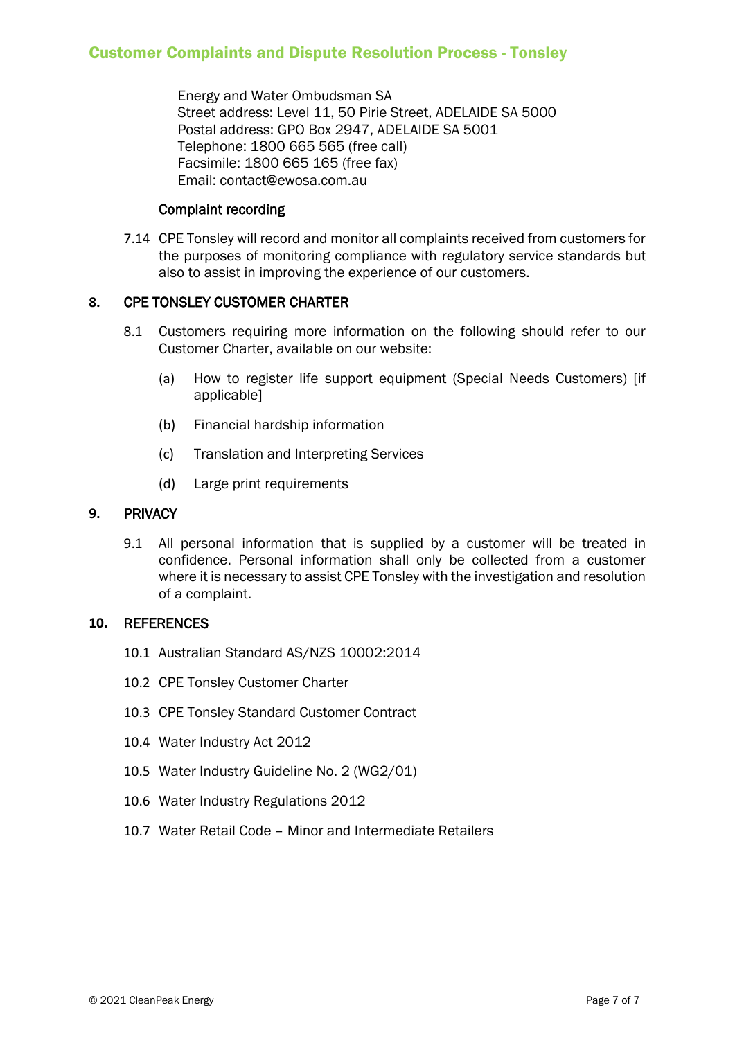Energy and Water Ombudsman SA
Street address: Level 11, 50 Pirie Street, ADELAIDE SA 5000
Postal address: GPO Box 2947, ADELAIDE SA 5001
Telephone: 1800 665 565 (free call)
Facsimile: 1800 665 165 (free fax)
Email: contact@ewosa.com.au

### Complaint recording

7.14 CPE Tonsley will record and monitor all complaints received from customers for the purposes of monitoring compliance with regulatory service standards but also to assist in improving the experience of our customers.

## 8. CPE TONSLEY CUSTOMER CHARTER

8.1 Customers requiring more information on the following should refer to our Customer Charter, available on our website:

(a) How to register life support equipment (Special Needs Customers) [if applicable]

(b) Financial hardship information

(c) Translation and Interpreting Services

(d) Large print requirements

## 9. PRIVACY

9.1 All personal information that is supplied by a customer will be treated in confidence. Personal information shall only be collected from a customer where it is necessary to assist CPE Tonsley with the investigation and resolution of a complaint.

## 10. REFERENCES

10.1 Australian Standard AS/NZS 10002:2014

10.2 CPE Tonsley Customer Charter

10.3 CPE Tonsley Standard Customer Contract

10.4 Water Industry Act 2012

10.5 Water Industry Guideline No. 2 (WG2/01)

10.6 Water Industry Regulations 2012

10.7 Water Retail Code – Minor and Intermediate Retailers